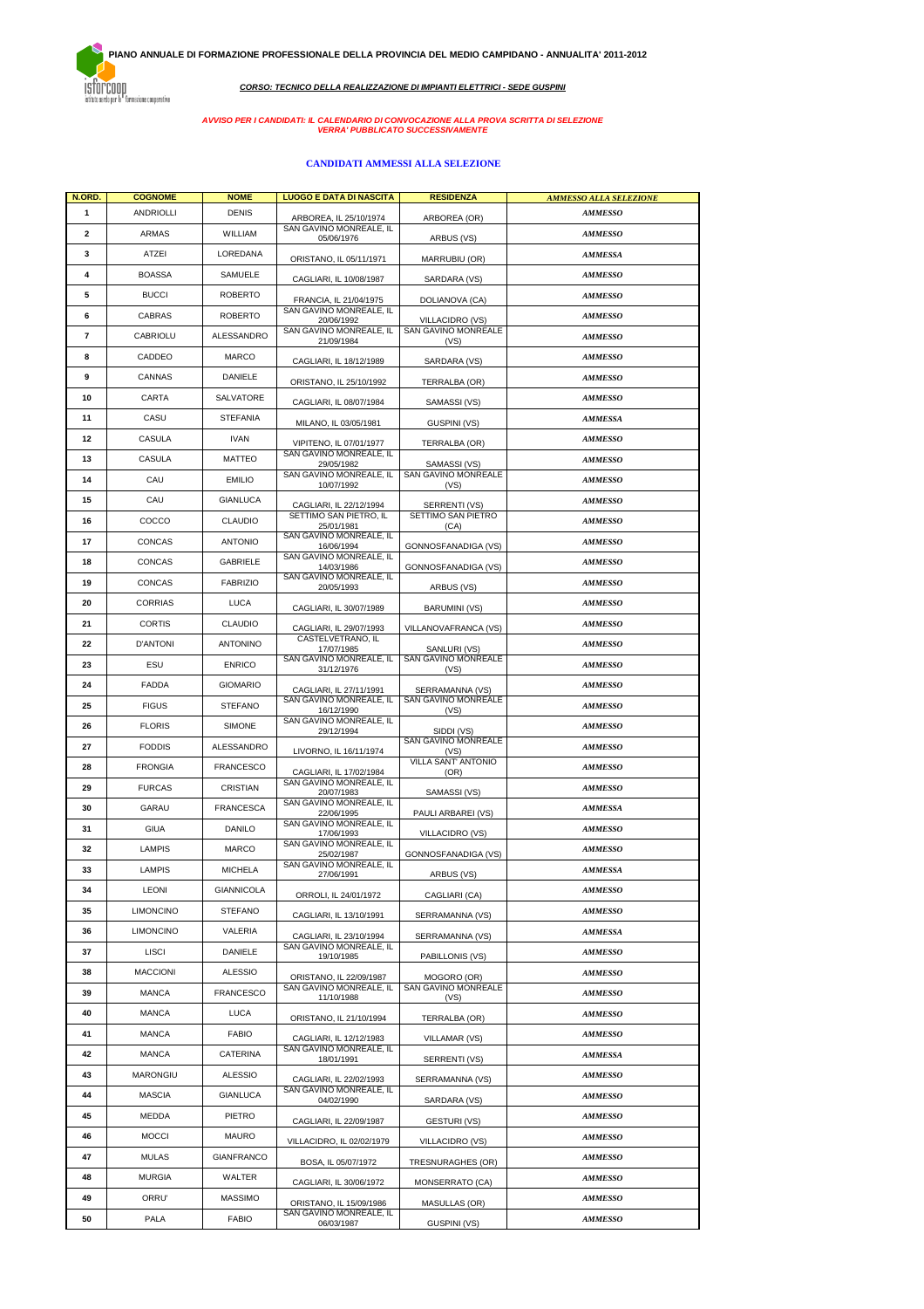**PIANO ANNUALE DI FORMAZIONE PROFESSIONALE DELLA PROVINCIA DEL MEDIO CAMPIDANO - ANNUALITA' 2011-2012**

***CORSO: TECNICO DELLA REALIZZAZIONE DI IMPIANTI ELETTRICI - SEDE GUSPINI***

***AVVISO PER I CANDIDATI: IL CALENDARIO DI CONVOCAZIONE ALLA PROVA SCRITTA DI SELEZIONE VERRA' PUBBLICATO SUCCESSIVAMENTE***

## CANDIDATI AMMESSI ALLA SELEZIONE

| N.ORD. | COGNOME | NOME | LUOGO E DATA DI NASCITA | RESIDENZA | AMMESSO ALLA SELEZIONE |
|---|---|---|---|---|---|
| 1 | ANDRIOLLI | DENIS | ARBOREA, IL 25/10/1974 | ARBOREA (OR) | AMMESSO |
| 2 | ARMAS | WILLIAM | SAN GAVINO MONREALE, IL 05/06/1976 | ARBUS (VS) | AMMESSO |
| 3 | ATZEI | LOREDANA | ORISTANO, IL 05/11/1971 | MARRUBIU (OR) | AMMESSA |
| 4 | BOASSA | SAMUELE | CAGLIARI, IL 10/08/1987 | SARDARA (VS) | AMMESSO |
| 5 | BUCCI | ROBERTO | FRANCIA, IL 21/04/1975 | DOLIANOVA (CA) | AMMESSO |
| 6 | CABRAS | ROBERTO | SAN GAVINO MONREALE, IL 20/06/1992 | VILLACIDRO (VS) | AMMESSO |
| 7 | CABRIOLU | ALESSANDRO | SAN GAVINO MONREALE, IL 21/09/1984 | SAN GAVINO MONREALE (VS) | AMMESSO |
| 8 | CADDEO | MARCO | CAGLIARI, IL 18/12/1989 | SARDARA (VS) | AMMESSO |
| 9 | CANNAS | DANIELE | ORISTANO, IL 25/10/1992 | TERRALBA (OR) | AMMESSO |
| 10 | CARTA | SALVATORE | CAGLIARI, IL 08/07/1984 | SAMASSI (VS) | AMMESSO |
| 11 | CASU | STEFANIA | MILANO, IL 03/05/1981 | GUSPINI (VS) | AMMESSA |
| 12 | CASULA | IVAN | VIPITENO, IL 07/01/1977 | TERRALBA (OR) | AMMESSO |
| 13 | CASULA | MATTEO | SAN GAVINO MONREALE, IL 29/05/1982 | SAMASSI (VS) | AMMESSO |
| 14 | CAU | EMILIO | SAN GAVINO MONREALE, IL 10/07/1992 | SAN GAVINO MONREALE (VS) | AMMESSO |
| 15 | CAU | GIANLUCA | CAGLIARI, IL 22/12/1994 | SERRENTI (VS) | AMMESSO |
| 16 | COCCO | CLAUDIO | SETTIMO SAN PIETRO, IL 25/01/1981 | SETTIMO SAN PIETRO (CA) | AMMESSO |
| 17 | CONCAS | ANTONIO | SAN GAVINO MONREALE, IL 16/06/1994 | GONNOSFANADIGA (VS) | AMMESSO |
| 18 | CONCAS | GABRIELE | SAN GAVINO MONREALE, IL 14/03/1986 | GONNOSFANADIGA (VS) | AMMESSO |
| 19 | CONCAS | FABRIZIO | SAN GAVINO MONREALE, IL 20/05/1993 | ARBUS (VS) | AMMESSO |
| 20 | CORRIAS | LUCA | CAGLIARI, IL 30/07/1989 | BARUMINI (VS) | AMMESSO |
| 21 | CORTIS | CLAUDIO | CAGLIARI, IL 29/07/1993 | VILLANOVAFRANCA (VS) | AMMESSO |
| 22 | D'ANTONI | ANTONINO | CASTELVETRANO, IL 17/07/1985 | SANLURI (VS) | AMMESSO |
| 23 | ESU | ENRICO | SAN GAVINO MONREALE, IL 31/12/1976 | SAN GAVINO MONREALE (VS) | AMMESSO |
| 24 | FADDA | GIOMARIO | CAGLIARI, IL 27/11/1991 | SERRAMANNA (VS) | AMMESSO |
| 25 | FIGUS | STEFANO | SAN GAVINO MONREALE, IL 16/12/1990 | SAN GAVINO MONREALE (VS) | AMMESSO |
| 26 | FLORIS | SIMONE | SAN GAVINO MONREALE, IL 29/12/1994 | SIDDI (VS) | AMMESSO |
| 27 | FODDIS | ALESSANDRO | LIVORNO, IL 16/11/1974 | SAN GAVINO MONREALE (VS) | AMMESSO |
| 28 | FRONGIA | FRANCESCO | CAGLIARI, IL 17/02/1984 | VILLA SANT' ANTONIO (OR) | AMMESSO |
| 29 | FURCAS | CRISTIAN | SAN GAVINO MONREALE, IL 20/07/1983 | SAMASSI (VS) | AMMESSO |
| 30 | GARAU | FRANCESCA | SAN GAVINO MONREALE, IL 22/06/1995 | PAULI ARBAREI (VS) | AMMESSA |
| 31 | GIUA | DANILO | SAN GAVINO MONREALE, IL 17/06/1993 | VILLACIDRO (VS) | AMMESSO |
| 32 | LAMPIS | MARCO | SAN GAVINO MONREALE, IL 25/02/1987 | GONNOSFANADIGA (VS) | AMMESSO |
| 33 | LAMPIS | MICHELA | SAN GAVINO MONREALE, IL 27/06/1991 | ARBUS (VS) | AMMESSA |
| 34 | LEONI | GIANNICOLA | ORROLI, IL 24/01/1972 | CAGLIARI (CA) | AMMESSO |
| 35 | LIMONCINO | STEFANO | CAGLIARI, IL 13/10/1991 | SERRAMANNA (VS) | AMMESSO |
| 36 | LIMONCINO | VALERIA | CAGLIARI, IL 23/10/1994 | SERRAMANNA (VS) | AMMESSA |
| 37 | LISCI | DANIELE | SAN GAVINO MONREALE, IL 19/10/1985 | PABILLONIS (VS) | AMMESSO |
| 38 | MACCIONI | ALESSIO | ORISTANO, IL 22/09/1987 | MOGORO (OR) | AMMESSO |
| 39 | MANCA | FRANCESCO | SAN GAVINO MONREALE, IL 11/10/1988 | SAN GAVINO MONREALE (VS) | AMMESSO |
| 40 | MANCA | LUCA | ORISTANO, IL 21/10/1994 | TERRALBA (OR) | AMMESSO |
| 41 | MANCA | FABIO | CAGLIARI, IL 12/12/1983 | VILLAMAR (VS) | AMMESSO |
| 42 | MANCA | CATERINA | SAN GAVINO MONREALE, IL 18/01/1991 | SERRENTI (VS) | AMMESSA |
| 43 | MARONGIU | ALESSIO | CAGLIARI, IL 22/02/1993 | SERRAMANNA (VS) | AMMESSO |
| 44 | MASCIA | GIANLUCA | SAN GAVINO MONREALE, IL 04/02/1990 | SARDARA (VS) | AMMESSO |
| 45 | MEDDA | PIETRO | CAGLIARI, IL 22/09/1987 | GESTURI (VS) | AMMESSO |
| 46 | MOCCI | MAURO | VILLACIDRO, IL 02/02/1979 | VILLACIDRO (VS) | AMMESSO |
| 47 | MULAS | GIANFRANCO | BOSA, IL 05/07/1972 | TRESNURAGHES (OR) | AMMESSO |
| 48 | MURGIA | WALTER | CAGLIARI, IL 30/06/1972 | MONSERRATO (CA) | AMMESSO |
| 49 | ORRU' | MASSIMO | ORISTANO, IL 15/09/1986 | MASULLAS (OR) | AMMESSO |
| 50 | PALA | FABIO | SAN GAVINO MONREALE, IL 06/03/1987 | GUSPINI (VS) | AMMESSO |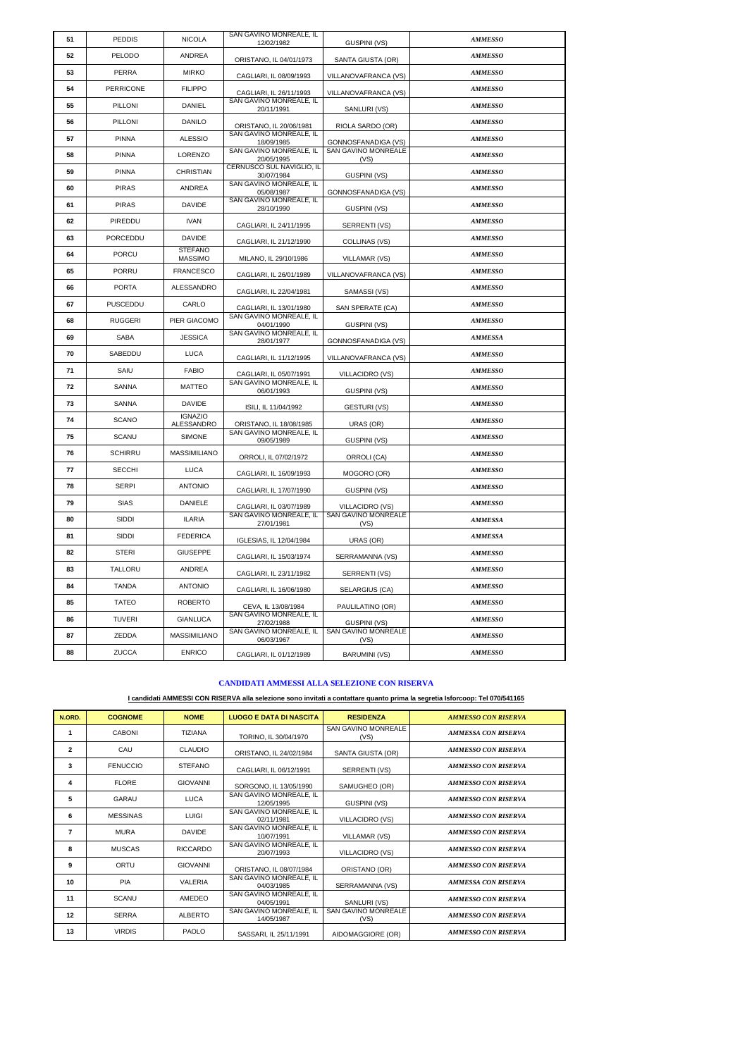| 51 | PEDDIS | NICOLA | SAN GAVINO MONREALE, IL 12/02/1982 | GUSPINI (VS) | *AMMESSO* |
|---|---|---|---|---|---|
| 52 | PELODO | ANDREA | ORISTANO, IL 04/01/1973 | SANTA GIUSTA (OR) | *AMMESSO* |
| 53 | PERRA | MIRKO | CAGLIARI, IL 08/09/1993 | VILLANOVAFRANCA (VS) | *AMMESSO* |
| 54 | PERRICONE | FILIPPO | CAGLIARI, IL 26/11/1993 | VILLANOVAFRANCA (VS) | *AMMESSO* |
| 55 | PILLONI | DANIEL | SAN GAVINO MONREALE, IL 20/11/1991 | SANLURI (VS) | *AMMESSO* |
| 56 | PILLONI | DANILO | ORISTANO, IL 20/06/1981 | RIOLA SARDO (OR) | *AMMESSO* |
| 57 | PINNA | ALESSIO | SAN GAVINO MONREALE, IL 18/09/1985 | GONNOSFANADIGA (VS) | *AMMESSO* |
| 58 | PINNA | LORENZO | SAN GAVINO MONREALE, IL 20/05/1995 | SAN GAVINO MONREALE (VS) | *AMMESSO* |
| 59 | PINNA | CHRISTIAN | CERNUSCO SUL NAVIGLIO, IL 30/07/1984 | GUSPINI (VS) | *AMMESSO* |
| 60 | PIRAS | ANDREA | SAN GAVINO MONREALE, IL 05/08/1987 | GONNOSFANADIGA (VS) | *AMMESSO* |
| 61 | PIRAS | DAVIDE | SAN GAVINO MONREALE, IL 28/10/1990 | GUSPINI (VS) | *AMMESSO* |
| 62 | PIREDDU | IVAN | CAGLIARI, IL 24/11/1995 | SERRENTI (VS) | *AMMESSO* |
| 63 | PORCEDDU | DAVIDE | CAGLIARI, IL 21/12/1990 | COLLINAS (VS) | *AMMESSO* |
| 64 | PORCU | STEFANO MASSIMO | MILANO, IL 29/10/1986 | VILLAMAR (VS) | *AMMESSO* |
| 65 | PORRU | FRANCESCO | CAGLIARI, IL 26/01/1989 | VILLANOVAFRANCA (VS) | *AMMESSO* |
| 66 | PORTA | ALESSANDRO | CAGLIARI, IL 22/04/1981 | SAMASSI (VS) | *AMMESSO* |
| 67 | PUSCEDDU | CARLO | CAGLIARI, IL 13/01/1980 | SAN SPERATE (CA) | *AMMESSO* |
| 68 | RUGGERI | PIER GIACOMO | SAN GAVINO MONREALE, IL 04/01/1990 | GUSPINI (VS) | *AMMESSO* |
| 69 | SABA | JESSICA | SAN GAVINO MONREALE, IL 28/01/1977 | GONNOSFANADIGA (VS) | *AMMESSA* |
| 70 | SABEDDU | LUCA | CAGLIARI, IL 11/12/1995 | VILLANOVAFRANCA (VS) | *AMMESSO* |
| 71 | SAIU | FABIO | CAGLIARI, IL 05/07/1991 | VILLACIDRO (VS) | *AMMESSO* |
| 72 | SANNA | MATTEO | SAN GAVINO MONREALE, IL 06/01/1993 | GUSPINI (VS) | *AMMESSO* |
| 73 | SANNA | DAVIDE | ISILI, IL 11/04/1992 | GESTURI (VS) | *AMMESSO* |
| 74 | SCANO | IGNAZIO ALESSANDRO | ORISTANO, IL 18/08/1985 | URAS (OR) | *AMMESSO* |
| 75 | SCANU | SIMONE | SAN GAVINO MONREALE, IL 09/05/1989 | GUSPINI (VS) | *AMMESSO* |
| 76 | SCHIRRU | MASSIMILIANO | ORROLI, IL 07/02/1972 | ORROLI (CA) | *AMMESSO* |
| 77 | SECCHI | LUCA | CAGLIARI, IL 16/09/1993 | MOGORO (OR) | *AMMESSO* |
| 78 | SERPI | ANTONIO | CAGLIARI, IL 17/07/1990 | GUSPINI (VS) | *AMMESSO* |
| 79 | SIAS | DANIELE | CAGLIARI, IL 03/07/1989 | VILLACIDRO (VS) | *AMMESSO* |
| 80 | SIDDI | ILARIA | SAN GAVINO MONREALE, IL 27/01/1981 | SAN GAVINO MONREALE (VS) | *AMMESSA* |
| 81 | SIDDI | FEDERICA | IGLESIAS, IL 12/04/1984 | URAS (OR) | *AMMESSA* |
| 82 | STERI | GIUSEPPE | CAGLIARI, IL 15/03/1974 | SERRAMANNA (VS) | *AMMESSO* |
| 83 | TALLORU | ANDREA | CAGLIARI, IL 23/11/1982 | SERRENTI (VS) | *AMMESSO* |
| 84 | TANDA | ANTONIO | CAGLIARI, IL 16/06/1980 | SELARGIUS (CA) | *AMMESSO* |
| 85 | TATEO | ROBERTO | CEVA, IL 13/08/1984 | PAULILATINO (OR) | *AMMESSO* |
| 86 | TUVERI | GIANLUCA | SAN GAVINO MONREALE, IL 27/02/1988 | GUSPINI (VS) | *AMMESSO* |
| 87 | ZEDDA | MASSIMILIANO | SAN GAVINO MONREALE, IL 06/03/1967 | SAN GAVINO MONREALE (VS) | *AMMESSO* |
| 88 | ZUCCA | ENRICO | CAGLIARI, IL 01/12/1989 | BARUMINI (VS) | *AMMESSO* |

## CANDIDATI AMMESSI ALLA SELEZIONE CON RISERVA

**I candidati AMMESSI CON RISERVA alla selezione sono invitati a contattare quanto prima la segretia Isforcoop: Tel 070/541165**

| N.ORD. | COGNOME | NOME | LUOGO E DATA DI NASCITA | RESIDENZA | *AMMESSO CON RISERVA* |
|---|---|---|---|---|---|
| 1 | CABONI | TIZIANA | TORINO, IL 30/04/1970 | SAN GAVINO MONREALE (VS) | *AMMESSA CON RISERVA* |
| 2 | CAU | CLAUDIO | ORISTANO, IL 24/02/1984 | SANTA GIUSTA (OR) | *AMMESSO CON RISERVA* |
| 3 | FENUCCIO | STEFANO | CAGLIARI, IL 06/12/1991 | SERRENTI (VS) | *AMMESSO CON RISERVA* |
| 4 | FLORE | GIOVANNI | SORGONO, IL 13/05/1990 | SAMUGHEO (OR) | *AMMESSO CON RISERVA* |
| 5 | GARAU | LUCA | SAN GAVINO MONREALE, IL 12/05/1995 | GUSPINI (VS) | *AMMESSO CON RISERVA* |
| 6 | MESSINAS | LUIGI | SAN GAVINO MONREALE, IL 02/11/1981 | VILLACIDRO (VS) | *AMMESSO CON RISERVA* |
| 7 | MURA | DAVIDE | SAN GAVINO MONREALE, IL 10/07/1991 | VILLAMAR (VS) | *AMMESSO CON RISERVA* |
| 8 | MUSCAS | RICCARDO | SAN GAVINO MONREALE, IL 20/07/1993 | VILLACIDRO (VS) | *AMMESSO CON RISERVA* |
| 9 | ORTU | GIOVANNI | ORISTANO, IL 08/07/1984 | ORISTANO (OR) | *AMMESSO CON RISERVA* |
| 10 | PIA | VALERIA | SAN GAVINO MONREALE, IL 04/03/1985 | SERRAMANNA (VS) | *AMMESSA CON RISERVA* |
| 11 | SCANU | AMEDEO | SAN GAVINO MONREALE, IL 04/05/1991 | SANLURI (VS) | *AMMESSO CON RISERVA* |
| 12 | SERRA | ALBERTO | SAN GAVINO MONREALE, IL 14/05/1987 | SAN GAVINO MONREALE (VS) | *AMMESSO CON RISERVA* |
| 13 | VIRDIS | PAOLO | SASSARI, IL 25/11/1991 | AIDOMAGGIORE (OR) | *AMMESSO CON RISERVA* |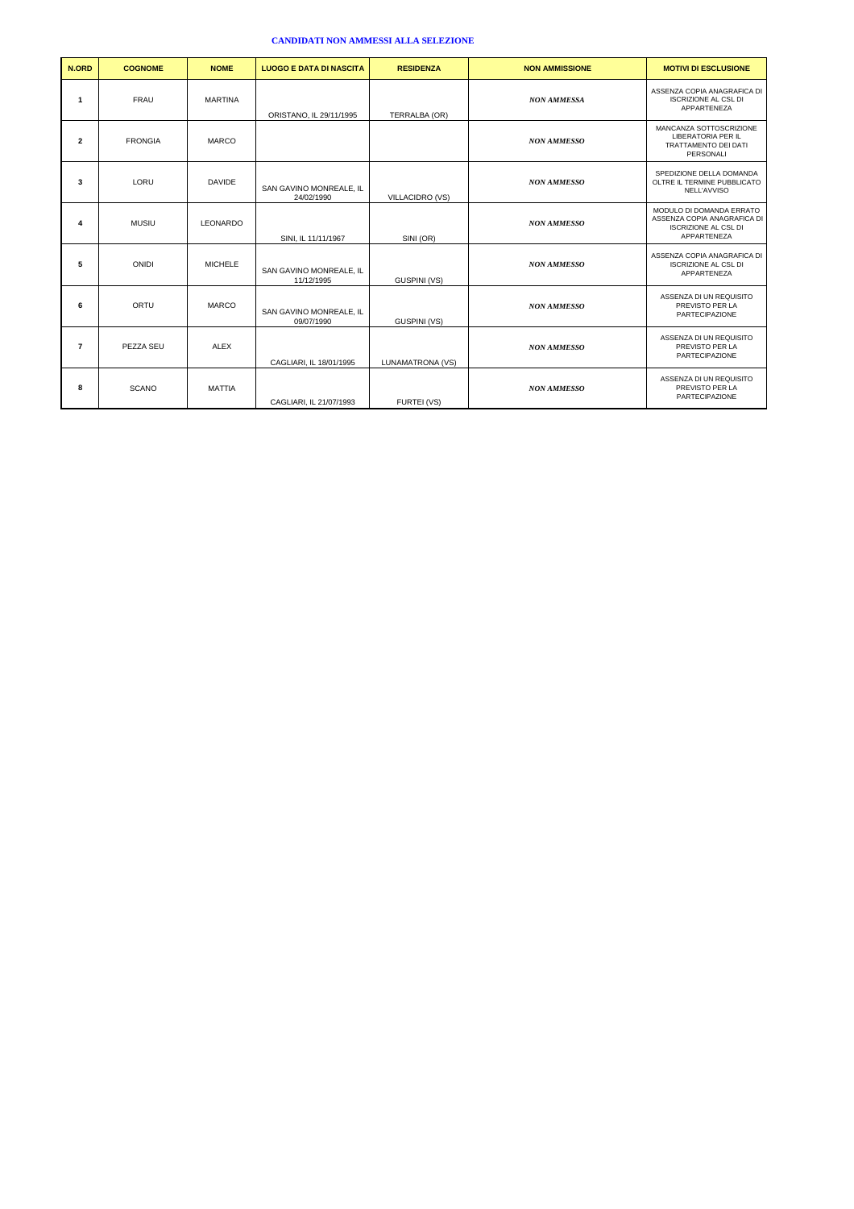**CANDIDATI NON AMMESSI ALLA SELEZIONE**

| N.ORD | COGNOME | NOME | LUOGO E DATA DI NASCITA | RESIDENZA | NON AMMISSIONE | MOTIVI DI ESCLUSIONE |
|---|---|---|---|---|---|---|
| 1 | FRAU | MARTINA | ORISTANO, IL 29/11/1995 | TERRALBA (OR) | *NON AMMESSA* | ASSENZA COPIA ANAGRAFICA DI ISCRIZIONE AL CSL DI APPARTENEZA |
| 2 | FRONGIA | MARCO | | | *NON AMMESSO* | MANCANZA SOTTOSCRIZIONE LIBERATORIA PER IL TRATTAMENTO DEI DATI PERSONALI |
| 3 | LORU | DAVIDE | SAN GAVINO MONREALE, IL 24/02/1990 | VILLACIDRO (VS) | *NON AMMESSO* | SPEDIZIONE DELLA DOMANDA OLTRE IL TERMINE PUBBLICATO NELL'AVVISO |
| 4 | MUSIU | LEONARDO | SINI, IL 11/11/1967 | SINI (OR) | *NON AMMESSO* | MODULO DI DOMANDA ERRATO ASSENZA COPIA ANAGRAFICA DI ISCRIZIONE AL CSL DI APPARTENEZA |
| 5 | ONIDI | MICHELE | SAN GAVINO MONREALE, IL 11/12/1995 | GUSPINI (VS) | *NON AMMESSO* | ASSENZA COPIA ANAGRAFICA DI ISCRIZIONE AL CSL DI APPARTENEZA |
| 6 | ORTU | MARCO | SAN GAVINO MONREALE, IL 09/07/1990 | GUSPINI (VS) | *NON AMMESSO* | ASSENZA DI UN REQUISITO PREVISTO PER LA PARTECIPAZIONE |
| 7 | PEZZA SEU | ALEX | CAGLIARI, IL 18/01/1995 | LUNAMATRONA (VS) | *NON AMMESSO* | ASSENZA DI UN REQUISITO PREVISTO PER LA PARTECIPAZIONE |
| 8 | SCANO | MATTIA | CAGLIARI, IL 21/07/1993 | FURTEI (VS) | *NON AMMESSO* | ASSENZA DI UN REQUISITO PREVISTO PER LA PARTECIPAZIONE |